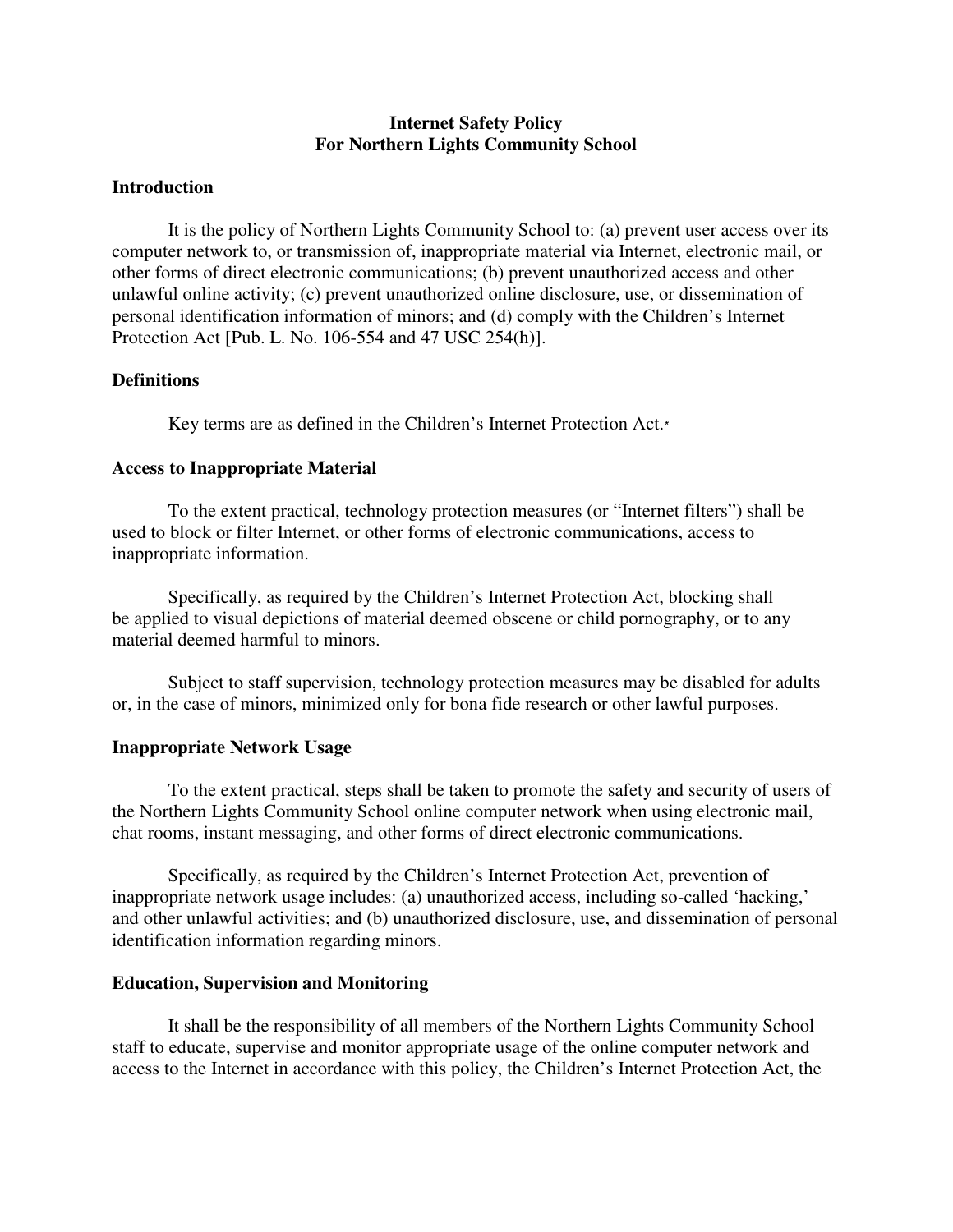# Internet Safety Policy
# For Northern Lights Community School

## Introduction

It is the policy of Northern Lights Community School to: (a) prevent user access over its computer network to, or transmission of, inappropriate material via Internet, electronic mail, or other forms of direct electronic communications; (b) prevent unauthorized access and other unlawful online activity; (c) prevent unauthorized online disclosure, use, or dissemination of personal identification information of minors; and (d) comply with the Children's Internet Protection Act [Pub. L. No. 106-554 and 47 USC 254(h)].

## Definitions

Key terms are as defined in the Children's Internet Protection Act.*

## Access to Inappropriate Material

To the extent practical, technology protection measures (or "Internet filters") shall be used to block or filter Internet, or other forms of electronic communications, access to inappropriate information.

Specifically, as required by the Children's Internet Protection Act, blocking shall be applied to visual depictions of material deemed obscene or child pornography, or to any material deemed harmful to minors.

Subject to staff supervision, technology protection measures may be disabled for adults or, in the case of minors, minimized only for bona fide research or other lawful purposes.

## Inappropriate Network Usage

To the extent practical, steps shall be taken to promote the safety and security of users of the Northern Lights Community School online computer network when using electronic mail, chat rooms, instant messaging, and other forms of direct electronic communications.

Specifically, as required by the Children's Internet Protection Act, prevention of inappropriate network usage includes: (a) unauthorized access, including so-called 'hacking,' and other unlawful activities; and (b) unauthorized disclosure, use, and dissemination of personal identification information regarding minors.

## Education, Supervision and Monitoring

It shall be the responsibility of all members of the Northern Lights Community School staff to educate, supervise and monitor appropriate usage of the online computer network and access to the Internet in accordance with this policy, the Children's Internet Protection Act, the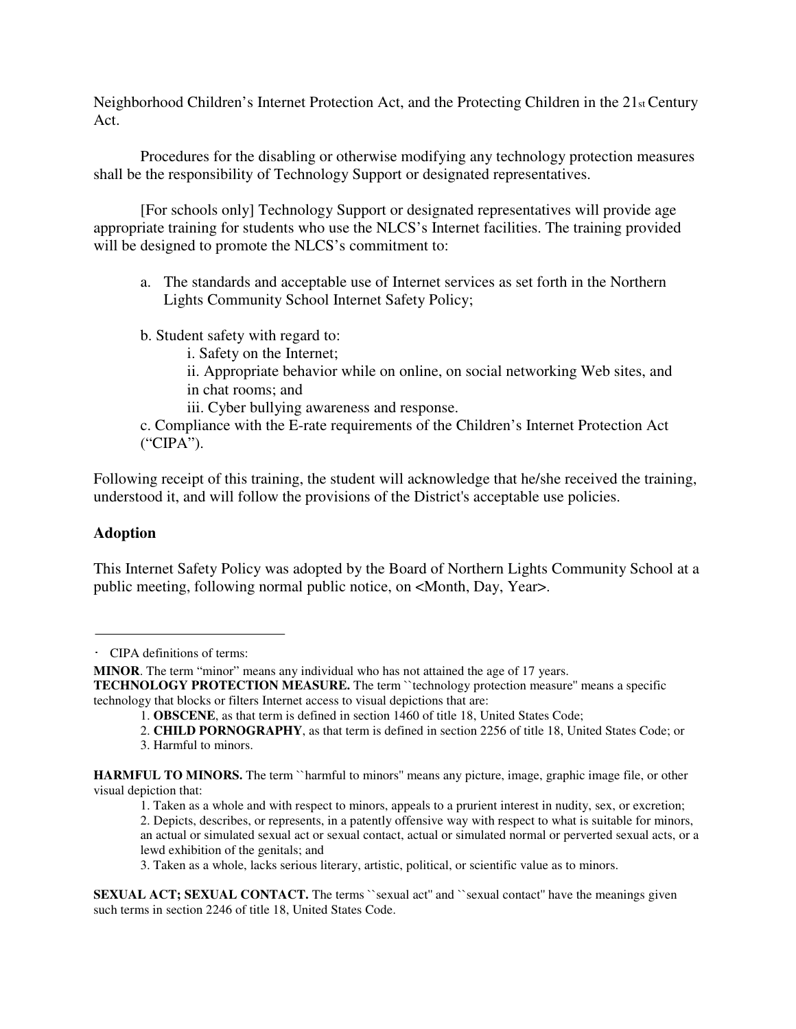Neighborhood Children's Internet Protection Act, and the Protecting Children in the 21st Century Act.

Procedures for the disabling or otherwise modifying any technology protection measures shall be the responsibility of Technology Support or designated representatives.

[For schools only] Technology Support or designated representatives will provide age appropriate training for students who use the NLCS's Internet facilities. The training provided will be designed to promote the NLCS's commitment to:

a. The standards and acceptable use of Internet services as set forth in the Northern Lights Community School Internet Safety Policy;

b. Student safety with regard to:
    i. Safety on the Internet;
    ii. Appropriate behavior while on online, on social networking Web sites, and in chat rooms; and
    iii. Cyber bullying awareness and response.

c. Compliance with the E-rate requirements of the Children's Internet Protection Act ("CIPA").

Following receipt of this training, the student will acknowledge that he/she received the training, understood it, and will follow the provisions of the District's acceptable use policies.

## Adoption

This Internet Safety Policy was adopted by the Board of Northern Lights Community School at a public meeting, following normal public notice, on <Month, Day, Year>.

---

· CIPA definitions of terms:

**MINOR**. The term "minor" means any individual who has not attained the age of 17 years.

**TECHNOLOGY PROTECTION MEASURE.** The term ``technology protection measure'' means a specific technology that blocks or filters Internet access to visual depictions that are:

1. **OBSCENE**, as that term is defined in section 1460 of title 18, United States Code;
2. **CHILD PORNOGRAPHY**, as that term is defined in section 2256 of title 18, United States Code; or
3. Harmful to minors.

**HARMFUL TO MINORS.** The term ``harmful to minors'' means any picture, image, graphic image file, or other visual depiction that:

1. Taken as a whole and with respect to minors, appeals to a prurient interest in nudity, sex, or excretion;
2. Depicts, describes, or represents, in a patently offensive way with respect to what is suitable for minors, an actual or simulated sexual act or sexual contact, actual or simulated normal or perverted sexual acts, or a lewd exhibition of the genitals; and
3. Taken as a whole, lacks serious literary, artistic, political, or scientific value as to minors.

**SEXUAL ACT; SEXUAL CONTACT.** The terms ``sexual act'' and ``sexual contact'' have the meanings given such terms in section 2246 of title 18, United States Code.